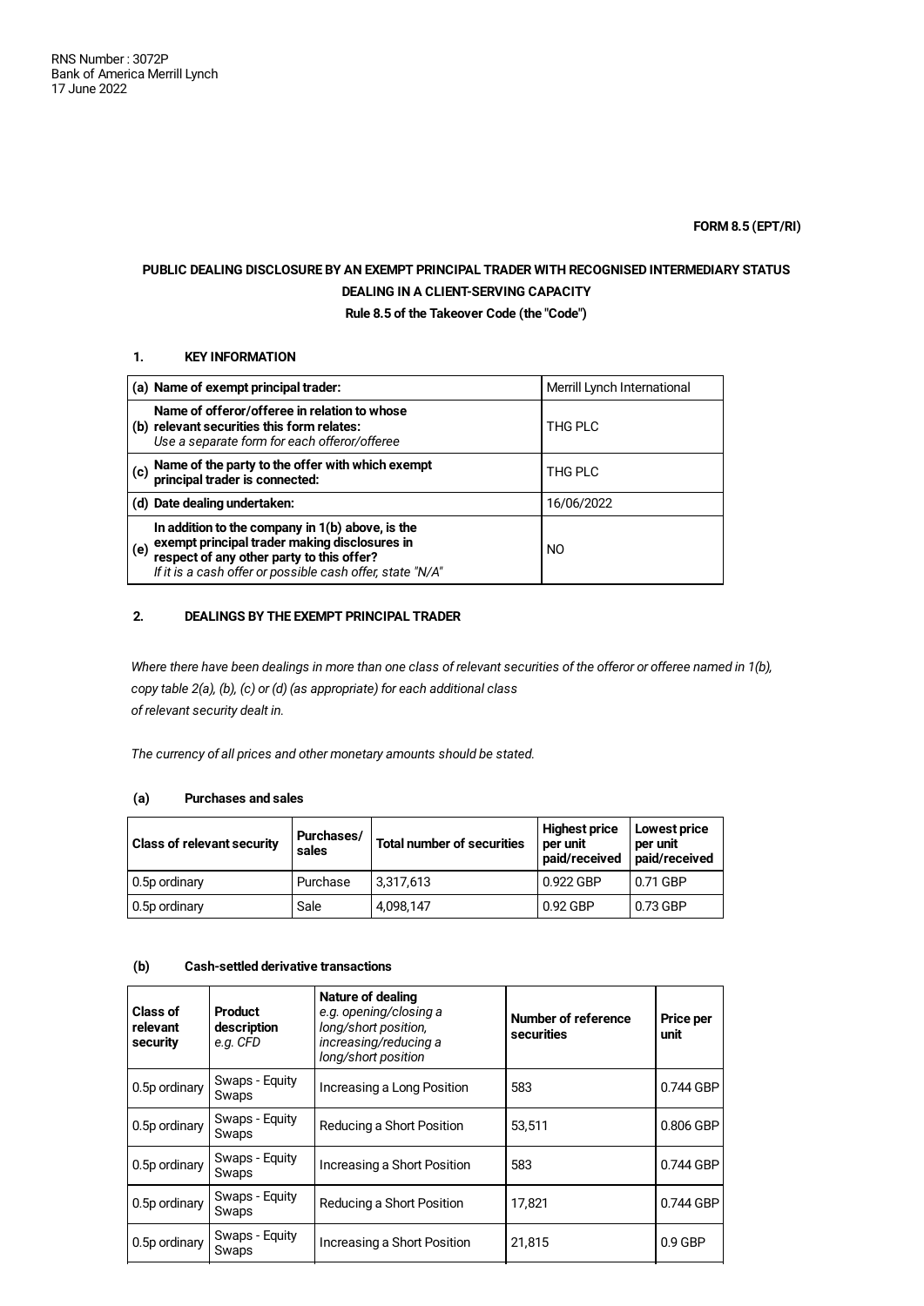RNS Number : 3072P
Bank of America Merrill Lynch
17 June 2022

**FORM 8.5 (EPT/RI)**

**PUBLIC DEALING DISCLOSURE BY AN EXEMPT PRINCIPAL TRADER WITH RECOGNISED INTERMEDIARY STATUS DEALING IN A CLIENT-SERVING CAPACITY**
**Rule 8.5 of the Takeover Code (the "Code")**

### 1. KEY INFORMATION

| | | |
|---|---|---|
| (a) | **Name of exempt principal trader:** | Merrill Lynch International |
| (b) | **Name of offeror/offeree in relation to whose relevant securities this form relates:** *Use a separate form for each offeror/offeree* | THG PLC |
| (c) | **Name of the party to the offer with which exempt principal trader is connected:** | THG PLC |
| (d) | **Date dealing undertaken:** | 16/06/2022 |
| (e) | **In addition to the company in 1(b) above, is the exempt principal trader making disclosures in respect of any other party to this offer?** *If it is a cash offer or possible cash offer, state "N/A"* | NO |

### 2. DEALINGS BY THE EXEMPT PRINCIPAL TRADER

*Where there have been dealings in more than one class of relevant securities of the offeror or offeree named in 1(b), copy table 2(a), (b), (c) or (d) (as appropriate) for each additional class of relevant security dealt in.*

*The currency of all prices and other monetary amounts should be stated.*

#### (a) Purchases and sales

| Class of relevant security | Purchases/ sales | Total number of securities | Highest price per unit paid/received | Lowest price per unit paid/received |
|---|---|---|---|---|
| 0.5p ordinary | Purchase | 3,317,613 | 0.922 GBP | 0.71 GBP |
| 0.5p ordinary | Sale | 4,098,147 | 0.92 GBP | 0.73 GBP |

#### (b) Cash-settled derivative transactions

| Class of relevant security | Product description *e.g. CFD* | Nature of dealing *e.g. opening/closing a long/short position, increasing/reducing a long/short position* | Number of reference securities | Price per unit |
|---|---|---|---|---|
| 0.5p ordinary | Swaps - Equity Swaps | Increasing a Long Position | 583 | 0.744 GBP |
| 0.5p ordinary | Swaps - Equity Swaps | Reducing a Short Position | 53,511 | 0.806 GBP |
| 0.5p ordinary | Swaps - Equity Swaps | Increasing a Short Position | 583 | 0.744 GBP |
| 0.5p ordinary | Swaps - Equity Swaps | Reducing a Short Position | 17,821 | 0.744 GBP |
| 0.5p ordinary | Swaps - Equity Swaps | Increasing a Short Position | 21,815 | 0.9 GBP |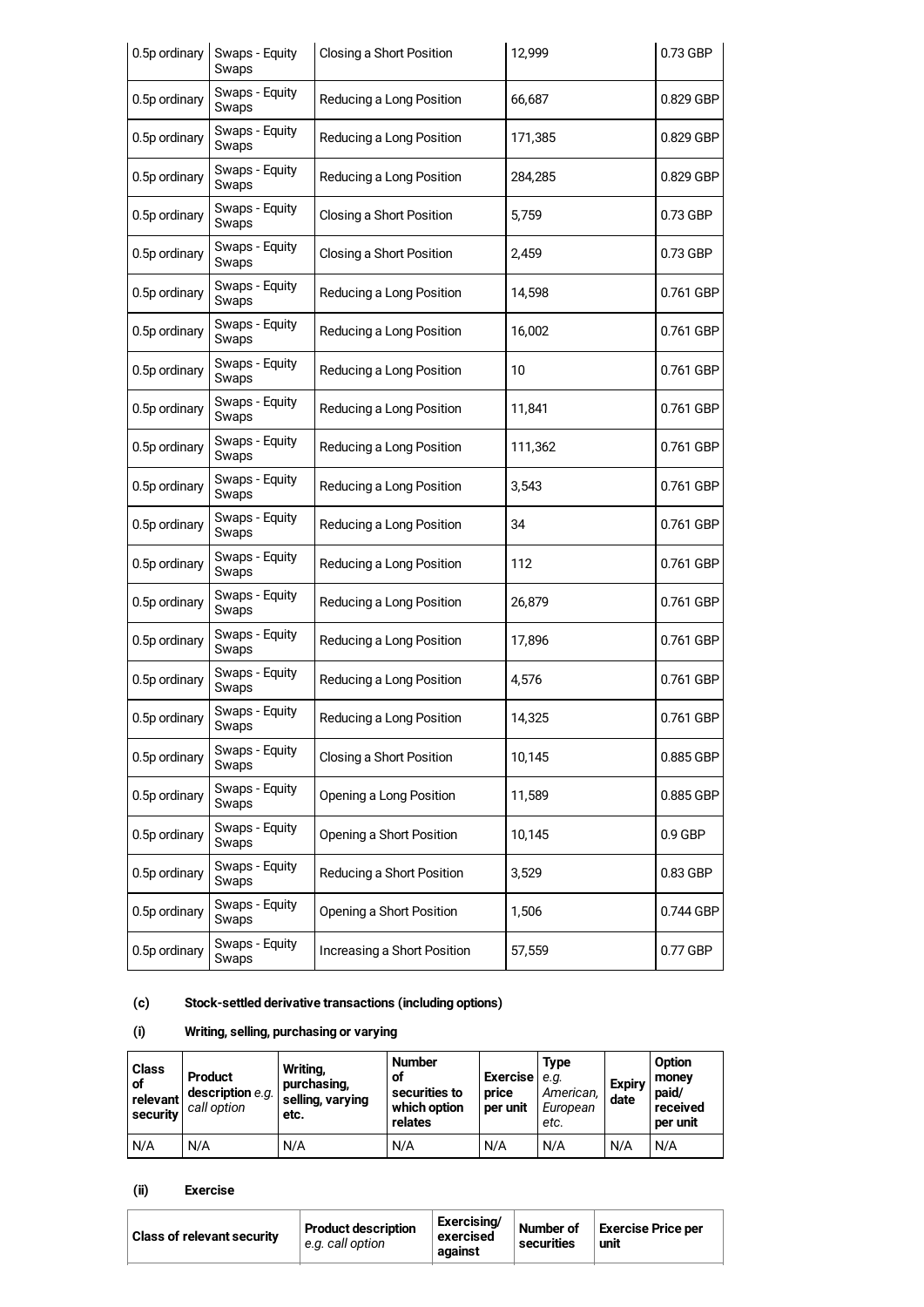| 0.5p ordinary | Swaps - Equity Swaps | Closing a Short Position | 12,999 | 0.73 GBP |
|---|---|---|---|---|
| 0.5p ordinary | Swaps - Equity Swaps | Reducing a Long Position | 66,687 | 0.829 GBP |
| 0.5p ordinary | Swaps - Equity Swaps | Reducing a Long Position | 171,385 | 0.829 GBP |
| 0.5p ordinary | Swaps - Equity Swaps | Reducing a Long Position | 284,285 | 0.829 GBP |
| 0.5p ordinary | Swaps - Equity Swaps | Closing a Short Position | 5,759 | 0.73 GBP |
| 0.5p ordinary | Swaps - Equity Swaps | Closing a Short Position | 2,459 | 0.73 GBP |
| 0.5p ordinary | Swaps - Equity Swaps | Reducing a Long Position | 14,598 | 0.761 GBP |
| 0.5p ordinary | Swaps - Equity Swaps | Reducing a Long Position | 16,002 | 0.761 GBP |
| 0.5p ordinary | Swaps - Equity Swaps | Reducing a Long Position | 10 | 0.761 GBP |
| 0.5p ordinary | Swaps - Equity Swaps | Reducing a Long Position | 11,841 | 0.761 GBP |
| 0.5p ordinary | Swaps - Equity Swaps | Reducing a Long Position | 111,362 | 0.761 GBP |
| 0.5p ordinary | Swaps - Equity Swaps | Reducing a Long Position | 3,543 | 0.761 GBP |
| 0.5p ordinary | Swaps - Equity Swaps | Reducing a Long Position | 34 | 0.761 GBP |
| 0.5p ordinary | Swaps - Equity Swaps | Reducing a Long Position | 112 | 0.761 GBP |
| 0.5p ordinary | Swaps - Equity Swaps | Reducing a Long Position | 26,879 | 0.761 GBP |
| 0.5p ordinary | Swaps - Equity Swaps | Reducing a Long Position | 17,896 | 0.761 GBP |
| 0.5p ordinary | Swaps - Equity Swaps | Reducing a Long Position | 4,576 | 0.761 GBP |
| 0.5p ordinary | Swaps - Equity Swaps | Reducing a Long Position | 14,325 | 0.761 GBP |
| 0.5p ordinary | Swaps - Equity Swaps | Closing a Short Position | 10,145 | 0.885 GBP |
| 0.5p ordinary | Swaps - Equity Swaps | Opening a Long Position | 11,589 | 0.885 GBP |
| 0.5p ordinary | Swaps - Equity Swaps | Opening a Short Position | 10,145 | 0.9 GBP |
| 0.5p ordinary | Swaps - Equity Swaps | Reducing a Short Position | 3,529 | 0.83 GBP |
| 0.5p ordinary | Swaps - Equity Swaps | Opening a Short Position | 1,506 | 0.744 GBP |
| 0.5p ordinary | Swaps - Equity Swaps | Increasing a Short Position | 57,559 | 0.77 GBP |

**(c) Stock-settled derivative transactions (including options)**

**(i) Writing, selling, purchasing or varying**

| Class of relevant security | Product description *e.g. call option* | Writing, purchasing, selling, varying etc. | Number of securities to which option relates | Exercise price per unit | Type *e.g. American, European etc.* | Expiry date | Option money paid/ received per unit |
|---|---|---|---|---|---|---|---|
| N/A | N/A | N/A | N/A | N/A | N/A | N/A | N/A |

**(ii) Exercise**

| Class of relevant security | Product description *e.g. call option* | Exercising/ exercised against | Number of securities | Exercise Price per unit |
|---|---|---|---|---|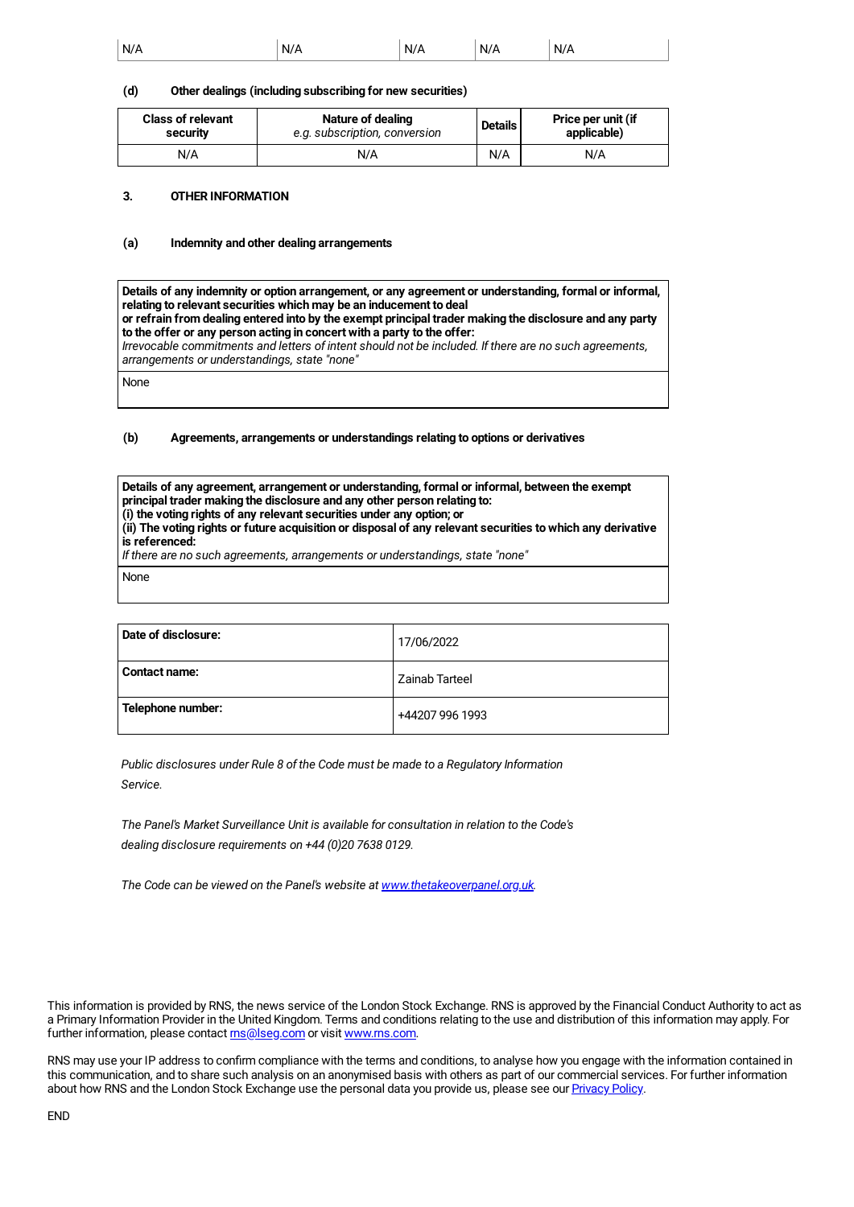| | | | | |
|---|---|---|---|---|
| N/A | N/A | N/A | N/A | N/A |

**(d) Other dealings (including subscribing for new securities)**

| Class of relevant security | Nature of dealing *e.g. subscription, conversion* | Details | Price per unit (if applicable) |
|---|---|---|---|
| N/A | N/A | N/A | N/A |

**3. OTHER INFORMATION**

**(a) Indemnity and other dealing arrangements**

| **Details of any indemnity or option arrangement, or any agreement or understanding, formal or informal, relating to relevant securities which may be an inducement to deal or refrain from dealing entered into by the exempt principal trader making the disclosure and any party to the offer or any person acting in concert with a party to the offer:** *Irrevocable commitments and letters of intent should not be included. If there are no such agreements, arrangements or understandings, state "none"* |
|---|
| None |

**(b) Agreements, arrangements or understandings relating to options or derivatives**

| **Details of any agreement, arrangement or understanding, formal or informal, between the exempt principal trader making the disclosure and any other person relating to: (i) the voting rights of any relevant securities under any option; or (ii) The voting rights or future acquisition or disposal of any relevant securities to which any derivative is referenced:** *If there are no such agreements, arrangements or understandings, state "none"* |
|---|
| None |

| | |
|---|---|
| **Date of disclosure:** | 17/06/2022 |
| **Contact name:** | Zainab Tarteel |
| **Telephone number:** | +44207 996 1993 |

*Public disclosures under Rule 8 of the Code must be made to a Regulatory Information Service.*

*The Panel's Market Surveillance Unit is available for consultation in relation to the Code's dealing disclosure requirements on +44 (0)20 7638 0129.*

*The Code can be viewed on the Panel's website at [www.thetakeoverpanel.org.uk](http://www.thetakeoverpanel.org.uk).*

This information is provided by RNS, the news service of the London Stock Exchange. RNS is approved by the Financial Conduct Authority to act as a Primary Information Provider in the United Kingdom. Terms and conditions relating to the use and distribution of this information may apply. For further information, please contact rns@lseg.com or visit www.rns.com.

RNS may use your IP address to confirm compliance with the terms and conditions, to analyse how you engage with the information contained in this communication, and to share such analysis on an anonymised basis with others as part of our commercial services. For further information about how RNS and the London Stock Exchange use the personal data you provide us, please see our Privacy Policy.

END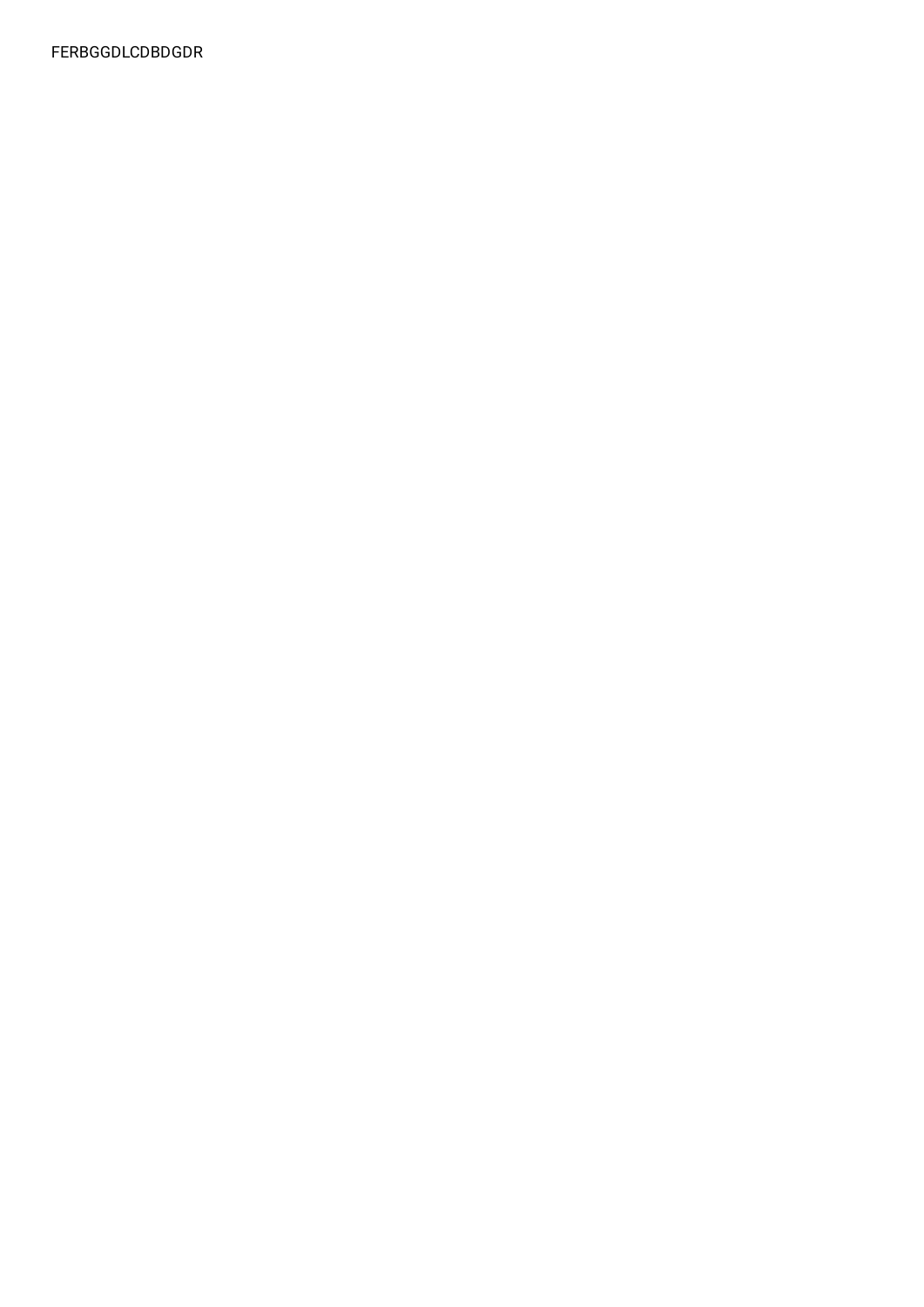FERBGGDLCDBDGDR